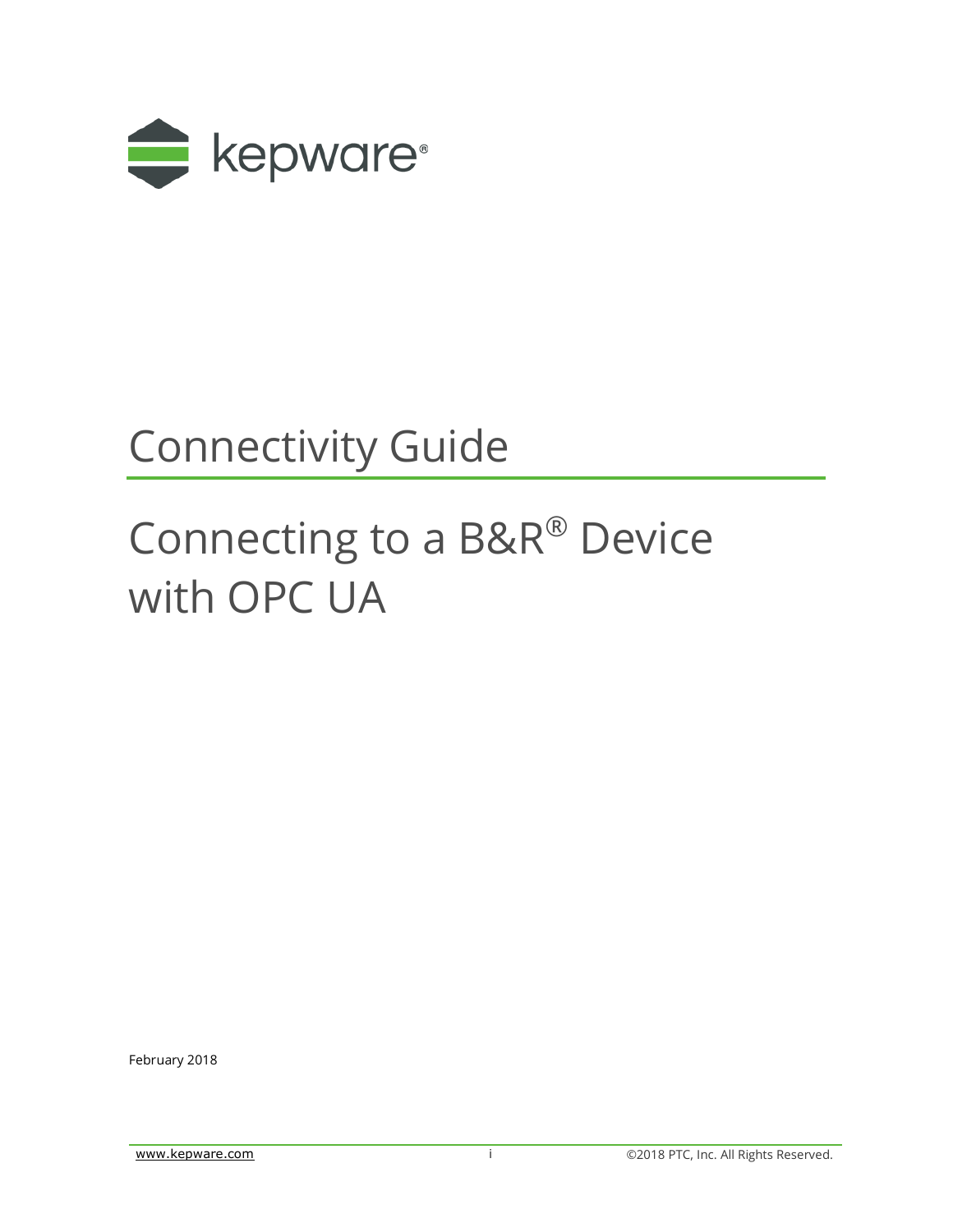kepware®

# Connectivity Guide

# Connecting to a B&R® Device with OPC UA

February 2018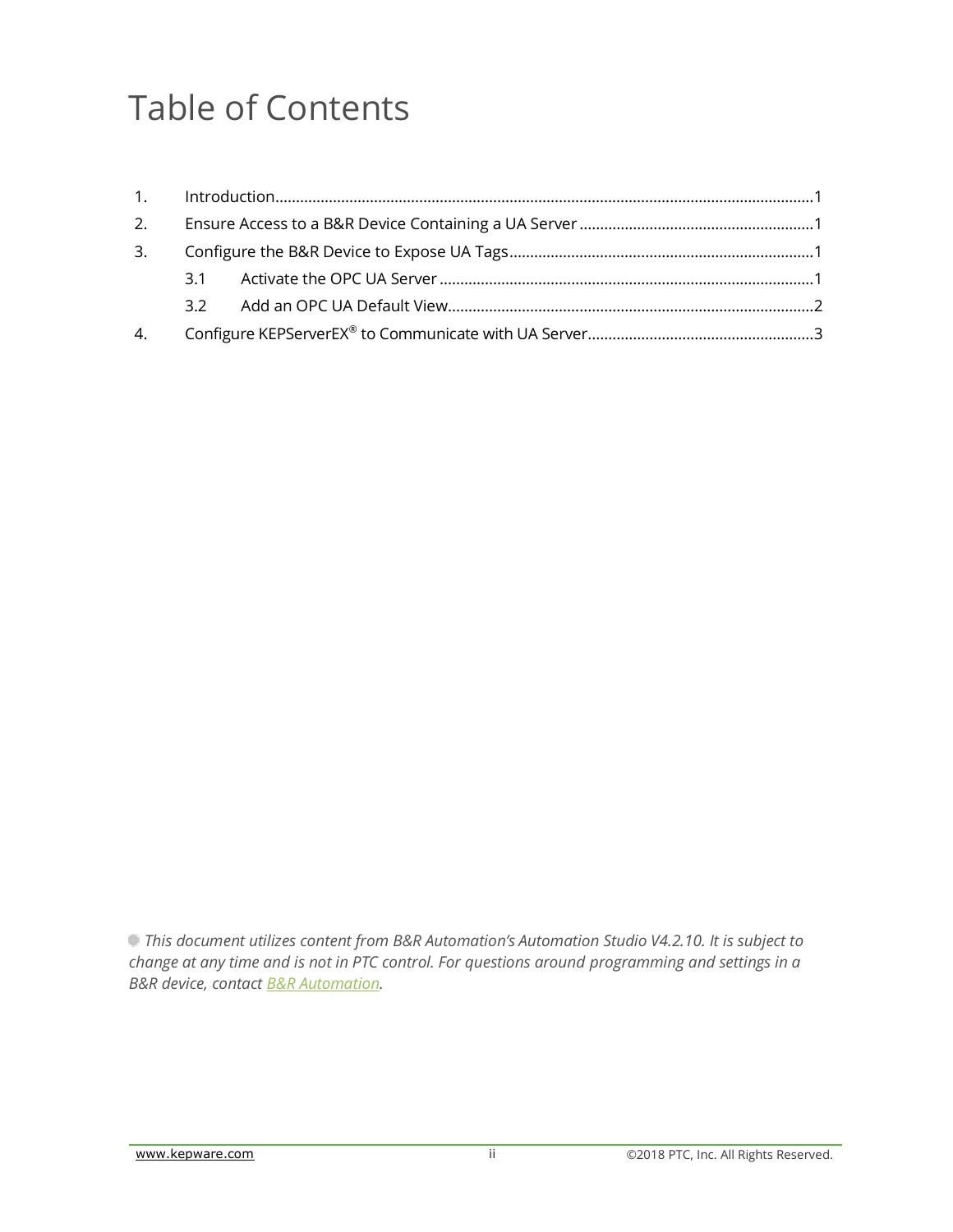# Table of Contents

1. Introduction.....1
2. Ensure Access to a B&R Device Containing a UA Server.....1
3. Configure the B&R Device to Expose UA Tags.....1
   - 3.1 Activate the OPC UA Server.....1
   - 3.2 Add an OPC UA Default View.....2
4. Configure KEPServerEX® to Communicate with UA Server.....3

*This document utilizes content from B&R Automation's Automation Studio V4.2.10. It is subject to change at any time and is not in PTC control. For questions around programming and settings in a B&R device, contact [B&R Automation](B&R Automation).*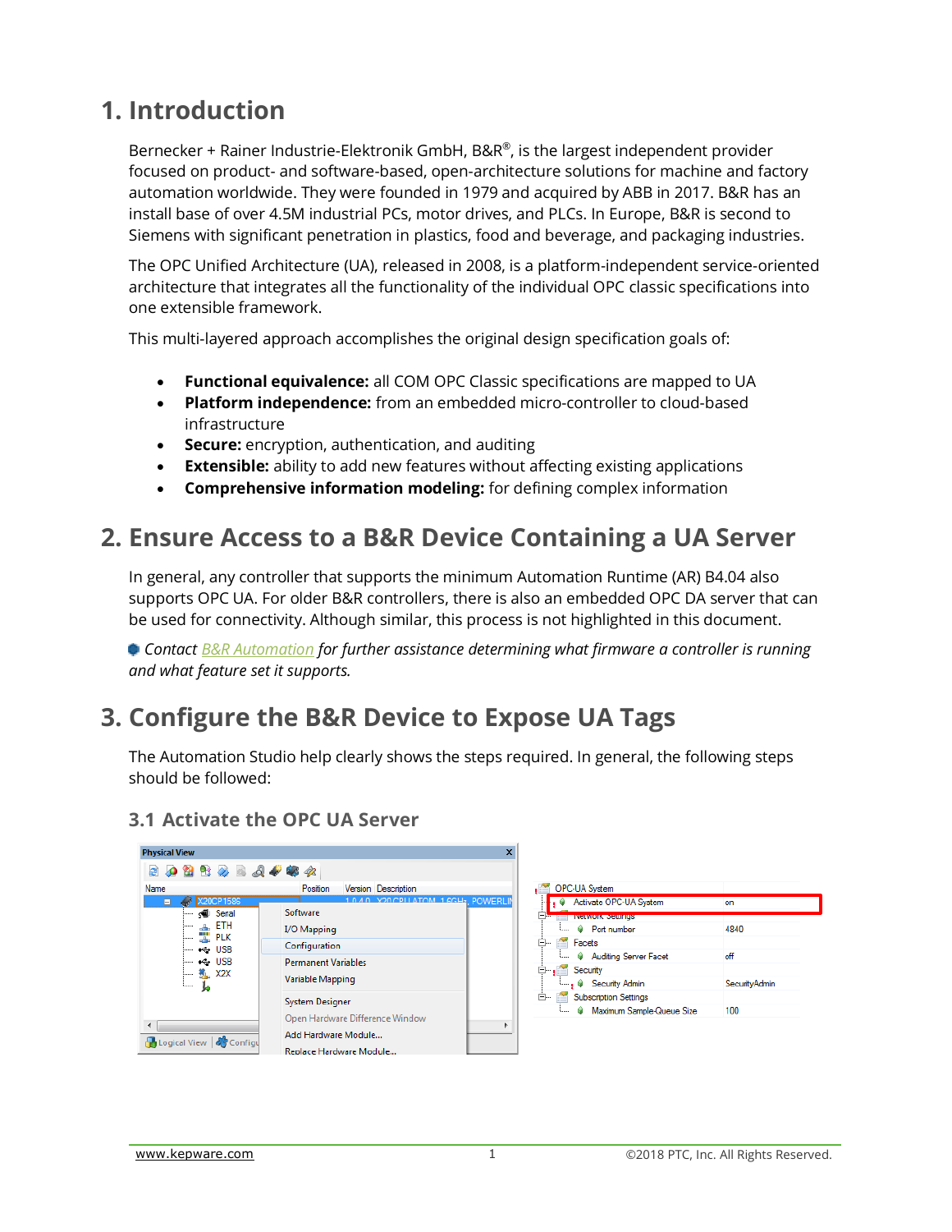# 1. Introduction

Bernecker + Rainer Industrie-Elektronik GmbH, B&R®, is the largest independent provider focused on product- and software-based, open-architecture solutions for machine and factory automation worldwide. They were founded in 1979 and acquired by ABB in 2017. B&R has an install base of over 4.5M industrial PCs, motor drives, and PLCs. In Europe, B&R is second to Siemens with significant penetration in plastics, food and beverage, and packaging industries.

The OPC Unified Architecture (UA), released in 2008, is a platform-independent service-oriented architecture that integrates all the functionality of the individual OPC classic specifications into one extensible framework.

This multi-layered approach accomplishes the original design specification goals of:

- **Functional equivalence:** all COM OPC Classic specifications are mapped to UA
- **Platform independence:** from an embedded micro-controller to cloud-based infrastructure
- **Secure:** encryption, authentication, and auditing
- **Extensible:** ability to add new features without affecting existing applications
- **Comprehensive information modeling:** for defining complex information

# 2. Ensure Access to a B&R Device Containing a UA Server

In general, any controller that supports the minimum Automation Runtime (AR) B4.04 also supports OPC UA. For older B&R controllers, there is also an embedded OPC DA server that can be used for connectivity. Although similar, this process is not highlighted in this document.

*Contact B&R Automation for further assistance determining what firmware a controller is running and what feature set it supports.*

# 3. Configure the B&R Device to Expose UA Tags

The Automation Studio help clearly shows the steps required. In general, the following steps should be followed:

## 3.1 Activate the OPC UA Server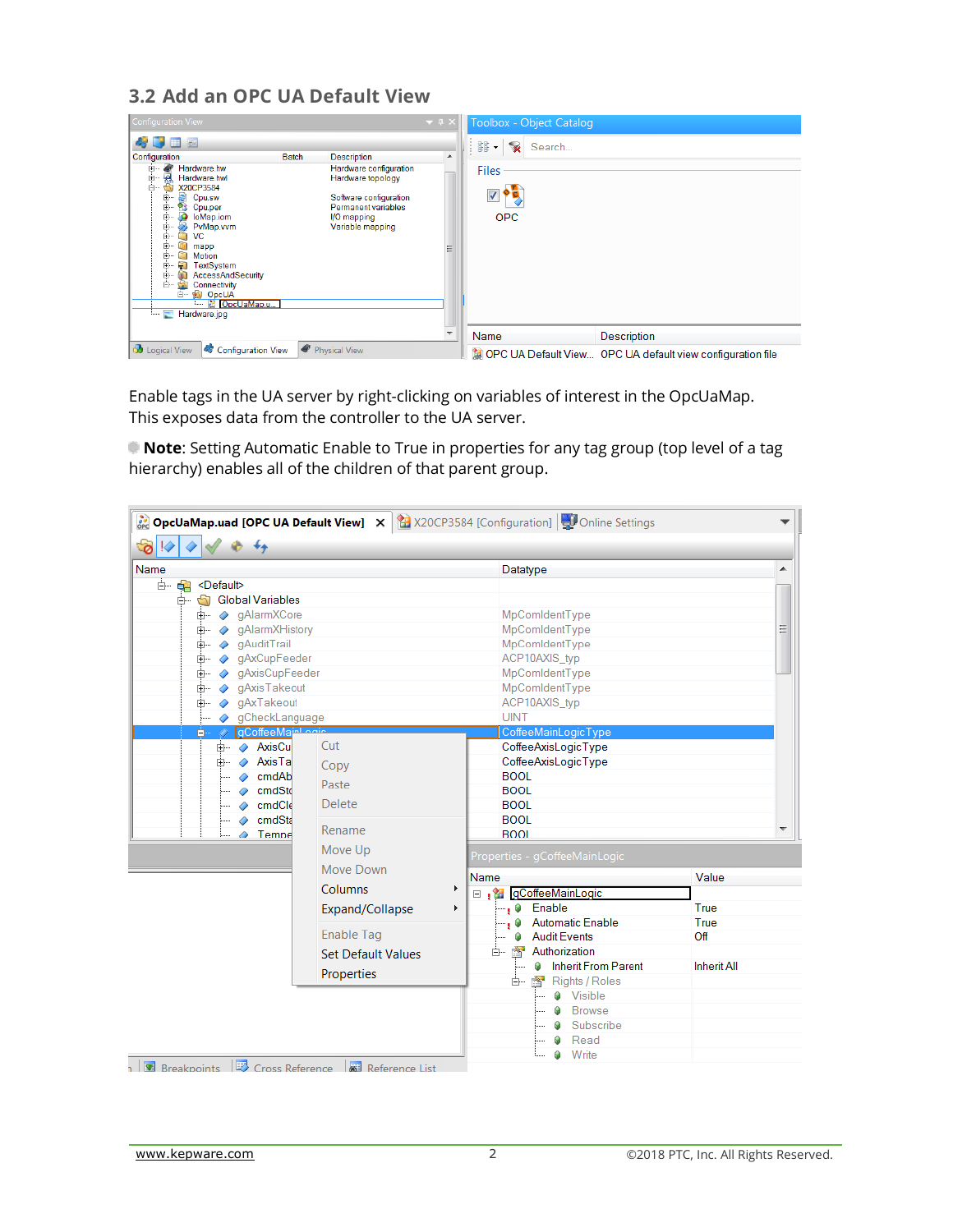## 3.2 Add an OPC UA Default View

Enable tags in the UA server by right-clicking on variables of interest in the OpcUaMap. This exposes data from the controller to the UA server.

**Note**: Setting Automatic Enable to True in properties for any tag group (top level of a tag hierarchy) enables all of the children of that parent group.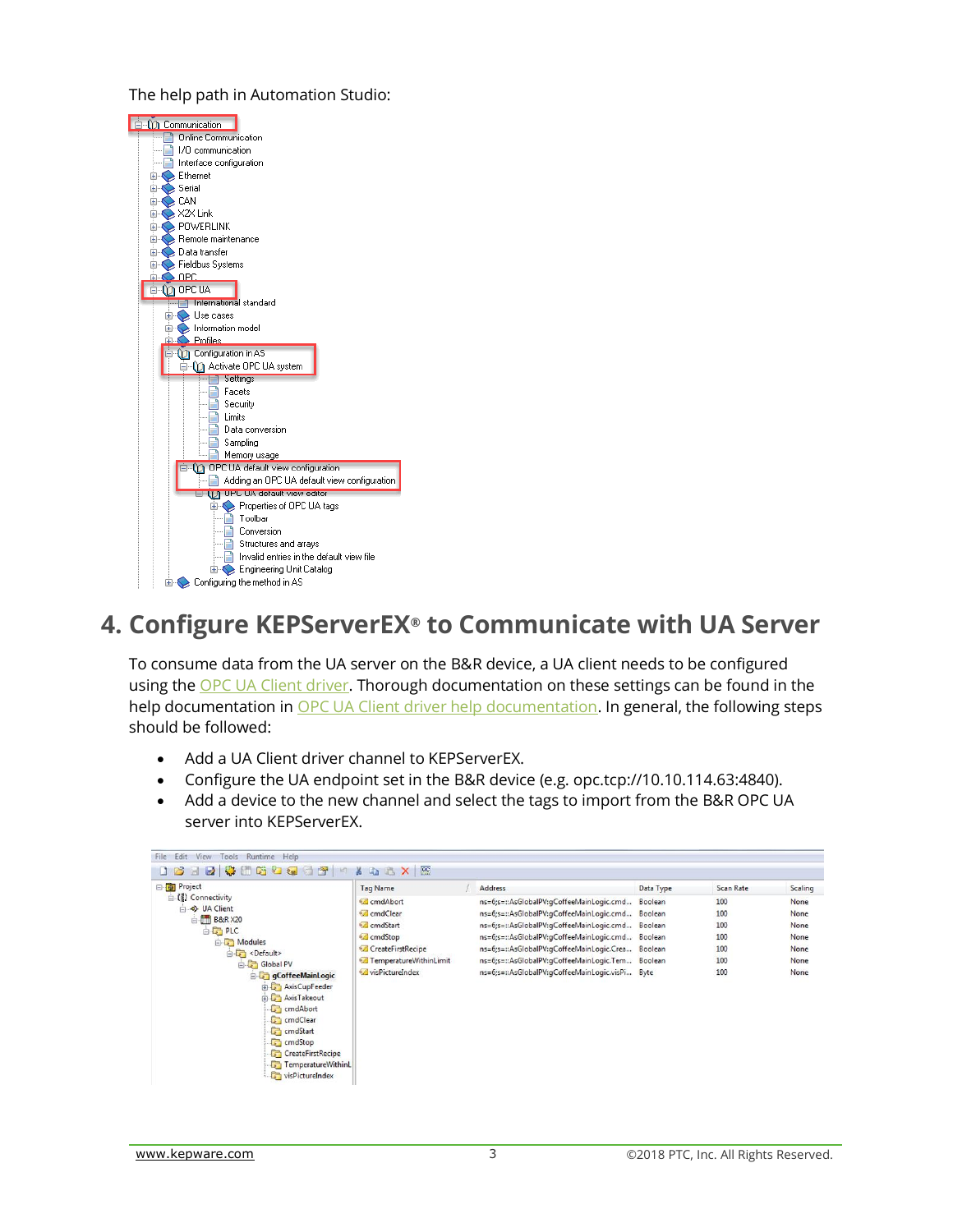The help path in Automation Studio:

## 4. Configure KEPServerEX® to Communicate with UA Server

To consume data from the UA server on the B&R device, a UA client needs to be configured using the OPC UA Client driver. Thorough documentation on these settings can be found in the help documentation in OPC UA Client driver help documentation. In general, the following steps should be followed:

- Add a UA Client driver channel to KEPServerEX.
- Configure the UA endpoint set in the B&R device (e.g. opc.tcp://10.10.114.63:4840).
- Add a device to the new channel and select the tags to import from the B&R OPC UA server into KEPServerEX.